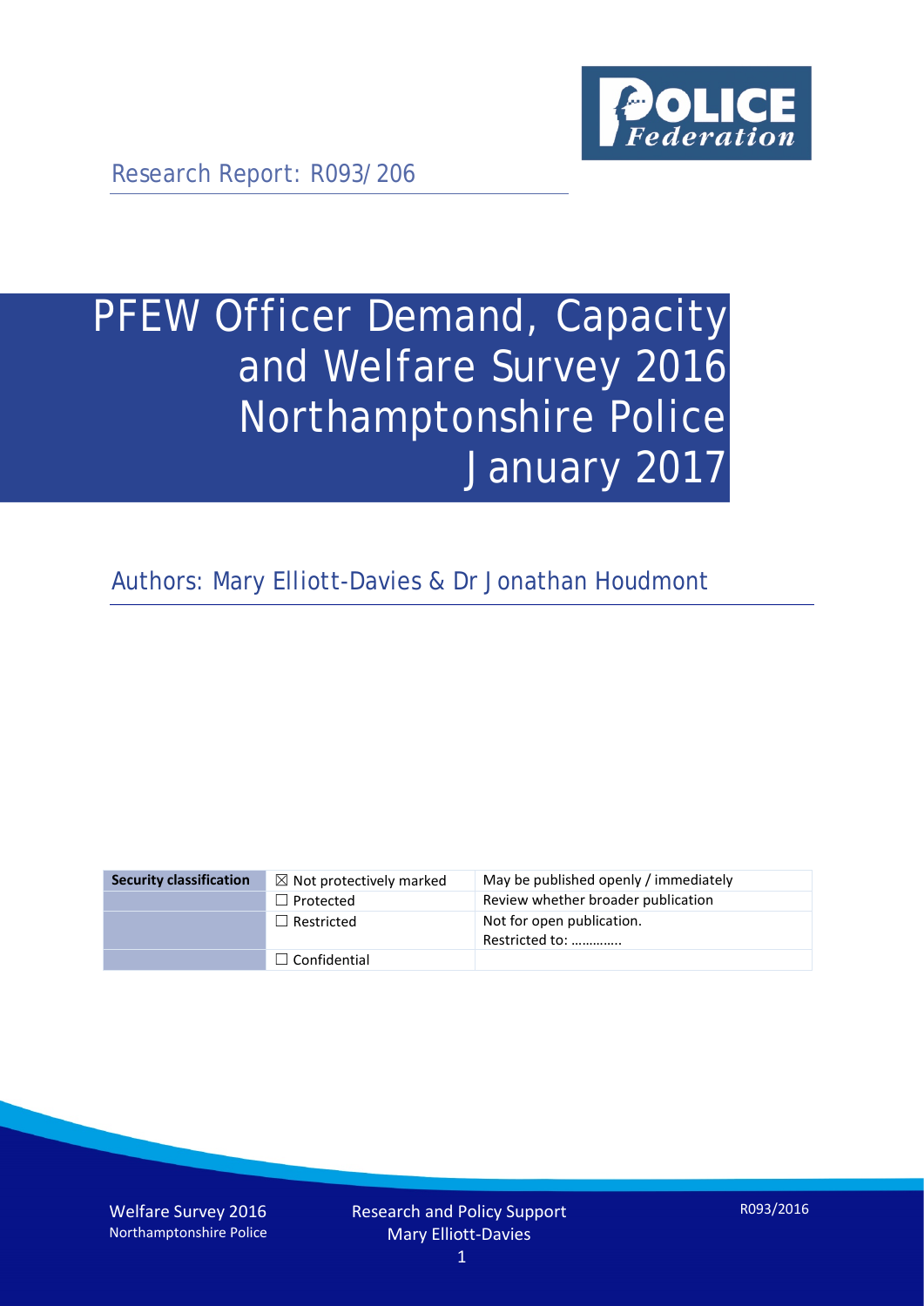Research Report: R093/206

# PFEW Officer Demand, Capacity and Welfare Survey 2016 Northamptonshire Police January 2017

Authors: Mary Elliott-Davies & Dr Jonathan Houdmont

| Security classification | ☒ Not protectively marked | May be published openly / immediately |
|---|---|---|
| | ☐ Protected | Review whether broader publication |
| | ☐ Restricted | Not for open publication. Restricted to: ………….. |
| | ☐ Confidential | |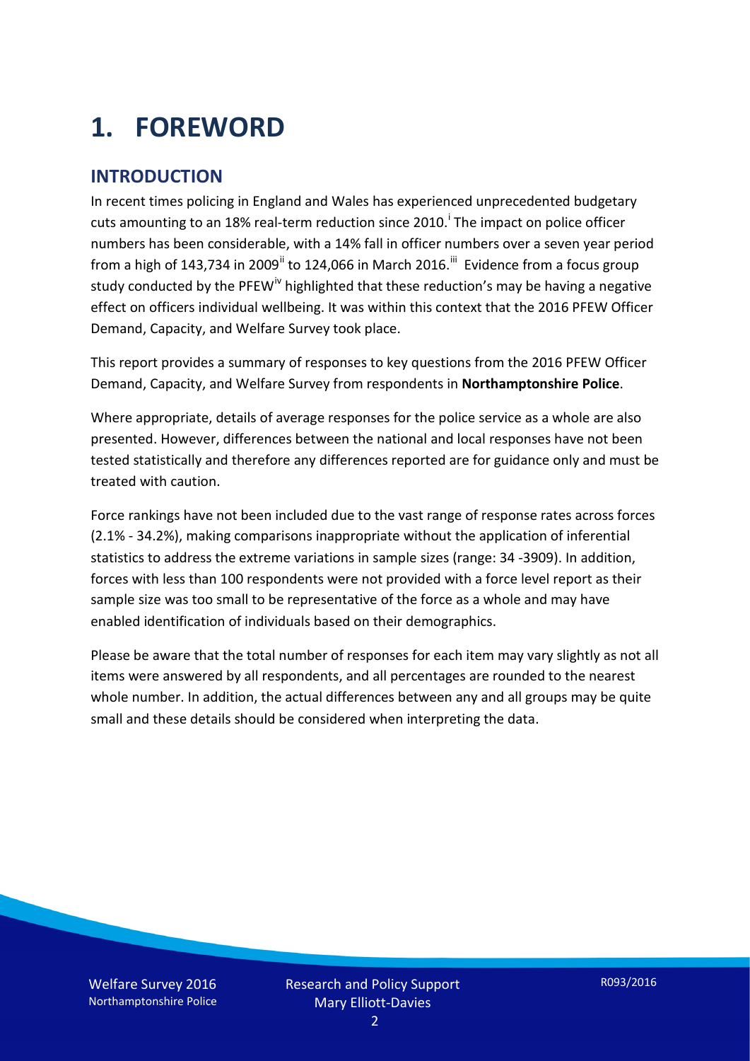# 1. FOREWORD

## INTRODUCTION

In recent times policing in England and Wales has experienced unprecedented budgetary cuts amounting to an 18% real-term reduction since 2010.[i] The impact on police officer numbers has been considerable, with a 14% fall in officer numbers over a seven year period from a high of 143,734 in 2009[ii] to 124,066 in March 2016.[iii] Evidence from a focus group study conducted by the PFEW[iv] highlighted that these reduction's may be having a negative effect on officers individual wellbeing. It was within this context that the 2016 PFEW Officer Demand, Capacity, and Welfare Survey took place.

This report provides a summary of responses to key questions from the 2016 PFEW Officer Demand, Capacity, and Welfare Survey from respondents in **Northamptonshire Police**.

Where appropriate, details of average responses for the police service as a whole are also presented. However, differences between the national and local responses have not been tested statistically and therefore any differences reported are for guidance only and must be treated with caution.

Force rankings have not been included due to the vast range of response rates across forces (2.1% - 34.2%), making comparisons inappropriate without the application of inferential statistics to address the extreme variations in sample sizes (range: 34 -3909). In addition, forces with less than 100 respondents were not provided with a force level report as their sample size was too small to be representative of the force as a whole and may have enabled identification of individuals based on their demographics.

Please be aware that the total number of responses for each item may vary slightly as not all items were answered by all respondents, and all percentages are rounded to the nearest whole number. In addition, the actual differences between any and all groups may be quite small and these details should be considered when interpreting the data.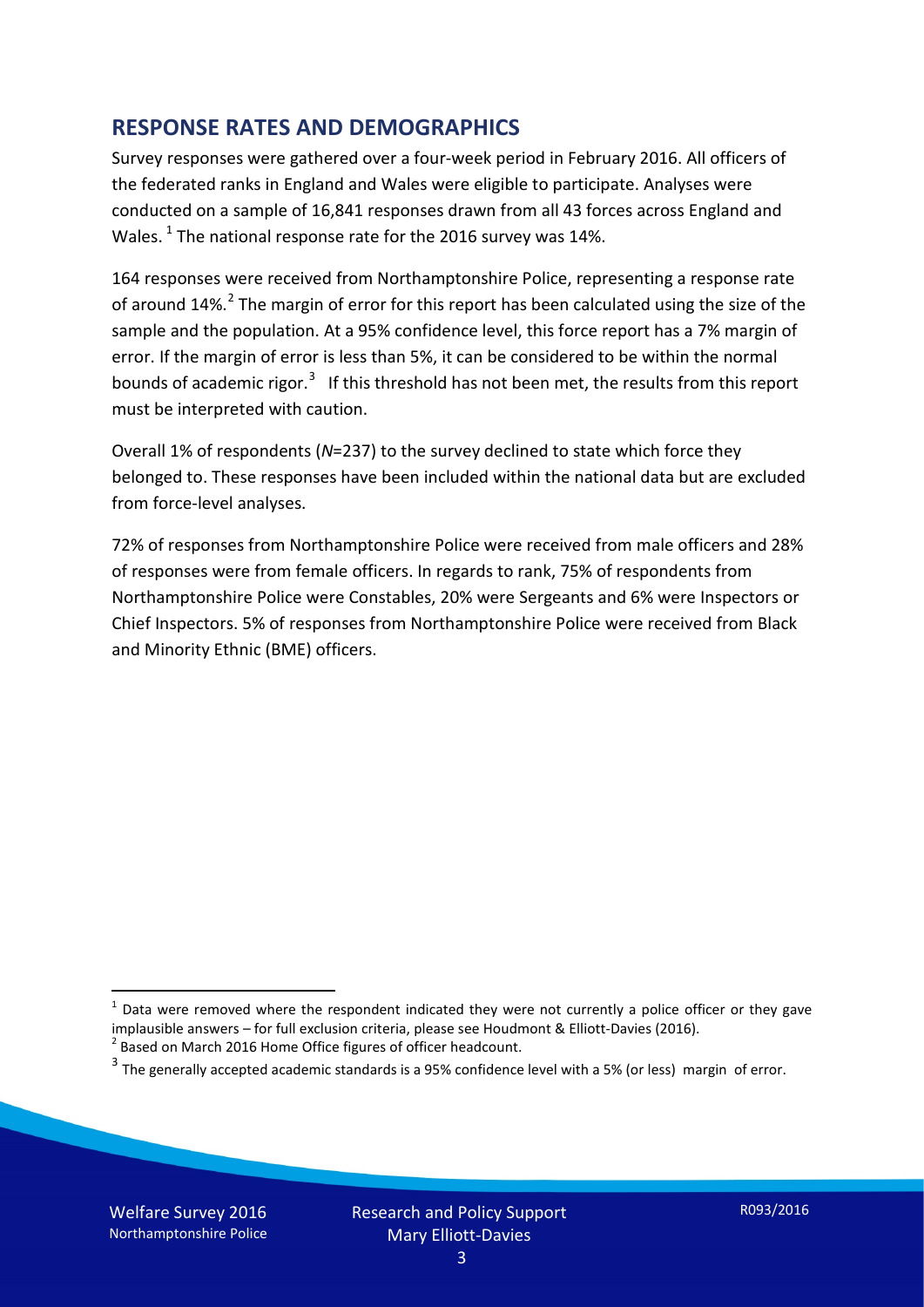## RESPONSE RATES AND DEMOGRAPHICS

Survey responses were gathered over a four-week period in February 2016. All officers of the federated ranks in England and Wales were eligible to participate. Analyses were conducted on a sample of 16,841 responses drawn from all 43 forces across England and Wales. [1] The national response rate for the 2016 survey was 14%.

164 responses were received from Northamptonshire Police, representing a response rate of around 14%.[2] The margin of error for this report has been calculated using the size of the sample and the population. At a 95% confidence level, this force report has a 7% margin of error. If the margin of error is less than 5%, it can be considered to be within the normal bounds of academic rigor.[3] If this threshold has not been met, the results from this report must be interpreted with caution.

Overall 1% of respondents (*N*=237) to the survey declined to state which force they belonged to. These responses have been included within the national data but are excluded from force-level analyses.

72% of responses from Northamptonshire Police were received from male officers and 28% of responses were from female officers. In regards to rank, 75% of respondents from Northamptonshire Police were Constables, 20% were Sergeants and 6% were Inspectors or Chief Inspectors. 5% of responses from Northamptonshire Police were received from Black and Minority Ethnic (BME) officers.

---

[1] Data were removed where the respondent indicated they were not currently a police officer or they gave implausible answers – for full exclusion criteria, please see Houdmont & Elliott-Davies (2016).

[2] Based on March 2016 Home Office figures of officer headcount.

[3] The generally accepted academic standards is a 95% confidence level with a 5% (or less) margin of error.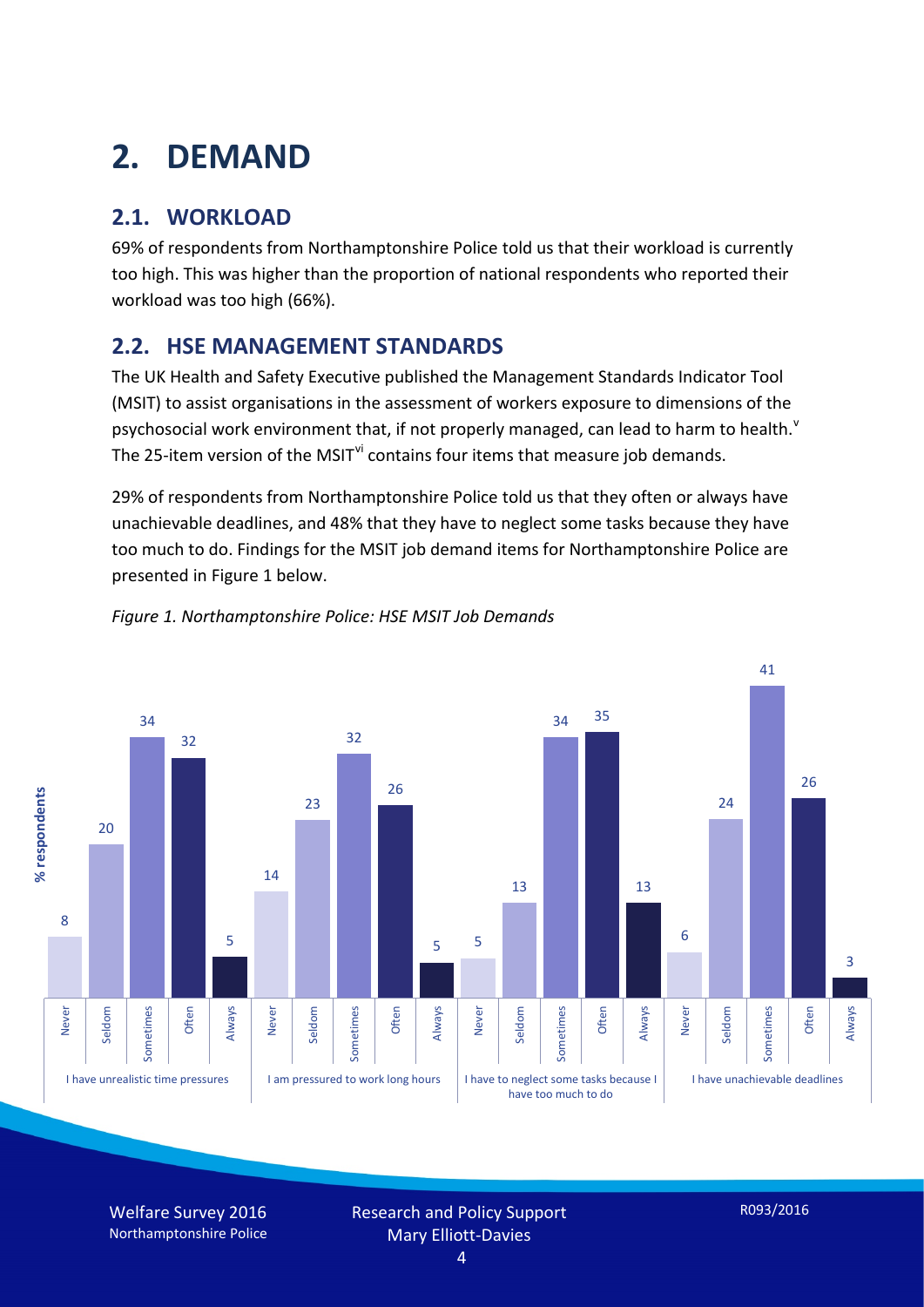# 2. DEMAND

## 2.1. WORKLOAD

69% of respondents from Northamptonshire Police told us that their workload is currently too high. This was higher than the proportion of national respondents who reported their workload was too high (66%).

## 2.2. HSE MANAGEMENT STANDARDS

The UK Health and Safety Executive published the Management Standards Indicator Tool (MSIT) to assist organisations in the assessment of workers exposure to dimensions of the psychosocial work environment that, if not properly managed, can lead to harm to health.[v] The 25-item version of the MSIT[vi] contains four items that measure job demands.

29% of respondents from Northamptonshire Police told us that they often or always have unachievable deadlines, and 48% that they have to neglect some tasks because they have too much to do. Findings for the MSIT job demand items for Northamptonshire Police are presented in Figure 1 below.

*Figure 1. Northamptonshire Police: HSE MSIT Job Demands*

| % respondents | Never | Seldom | Sometimes | Often | Always |
|---|---|---|---|---|---|
| I have unrealistic time pressures | 8 | 20 | 34 | 32 | 5 |
| I am pressured to work long hours | 14 | 23 | 32 | 26 | 5 |
| I have to neglect some tasks because I have too much to do | 5 | 13 | 34 | 35 | 13 |
| I have unachievable deadlines | 6 | 24 | 41 | 26 | 3 |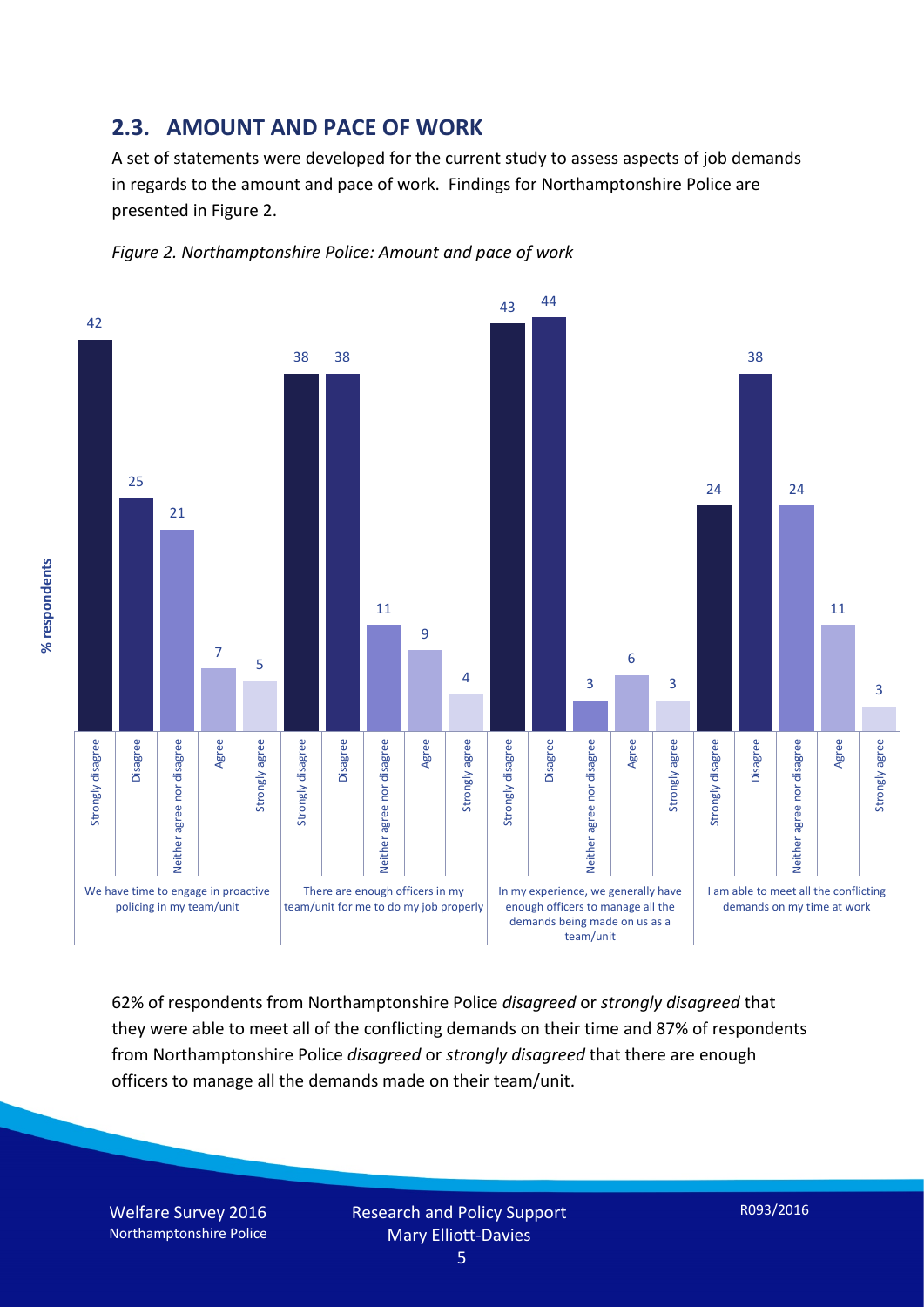## 2.3. AMOUNT AND PACE OF WORK

A set of statements were developed for the current study to assess aspects of job demands in regards to the amount and pace of work. Findings for Northamptonshire Police are presented in Figure 2.

*Figure 2. Northamptonshire Police: Amount and pace of work*

| % respondents | Strongly disagree | Disagree | Neither agree nor disagree | Agree | Strongly agree |
|---|---|---|---|---|---|
| We have time to engage in proactive policing in my team/unit | 42 | 25 | 21 | 7 | 5 |
| There are enough officers in my team/unit for me to do my job properly | 38 | 38 | 11 | 9 | 4 |
| In my experience, we generally have enough officers to manage all the demands being made on us as a team/unit | 43 | 44 | 3 | 6 | 3 |
| I am able to meet all the conflicting demands on my time at work | 24 | 38 | 24 | 11 | 3 |

62% of respondents from Northamptonshire Police *disagreed* or *strongly disagreed* that they were able to meet all of the conflicting demands on their time and 87% of respondents from Northamptonshire Police *disagreed* or *strongly disagreed* that there are enough officers to manage all the demands made on their team/unit.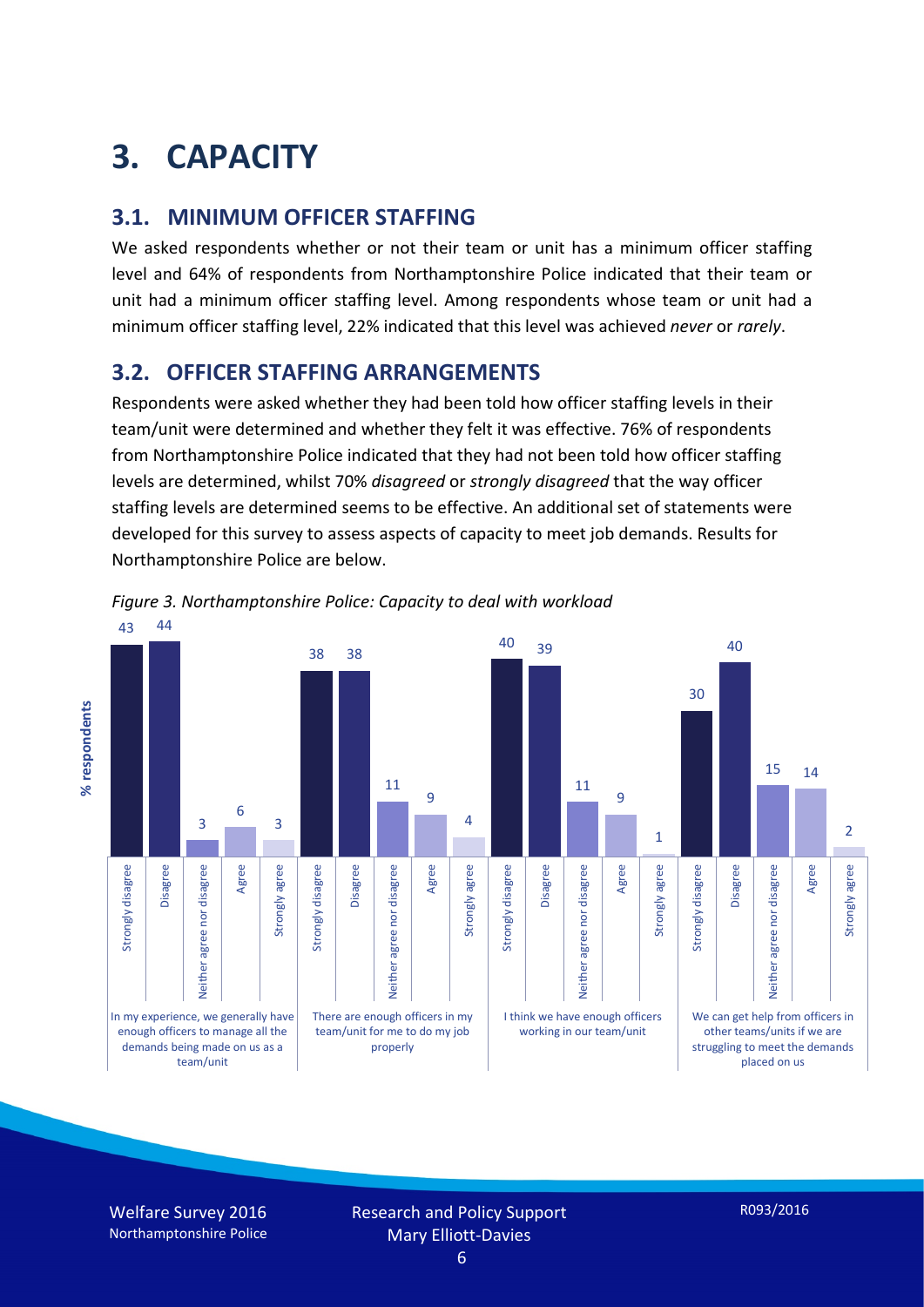# 3. CAPACITY

## 3.1. MINIMUM OFFICER STAFFING

We asked respondents whether or not their team or unit has a minimum officer staffing level and 64% of respondents from Northamptonshire Police indicated that their team or unit had a minimum officer staffing level. Among respondents whose team or unit had a minimum officer staffing level, 22% indicated that this level was achieved *never* or *rarely*.

## 3.2. OFFICER STAFFING ARRANGEMENTS

Respondents were asked whether they had been told how officer staffing levels in their team/unit were determined and whether they felt it was effective. 76% of respondents from Northamptonshire Police indicated that they had not been told how officer staffing levels are determined, whilst 70% *disagreed* or *strongly disagreed* that the way officer staffing levels are determined seems to be effective. An additional set of statements were developed for this survey to assess aspects of capacity to meet job demands. Results for Northamptonshire Police are below.

*Figure 3. Northamptonshire Police: Capacity to deal with workload*

| % respondents | Strongly disagree | Disagree | Neither agree nor disagree | Agree | Strongly agree |
|---|---|---|---|---|---|
| In my experience, we generally have enough officers to manage all the demands being made on us as a team/unit | 43 | 44 | 3 | 6 | 3 |
| There are enough officers in my team/unit for me to do my job properly | 38 | 38 | 11 | 9 | 4 |
| I think we have enough officers working in our team/unit | 40 | 39 | 11 | 9 | 1 |
| We can get help from officers in other teams/units if we are struggling to meet the demands placed on us | 30 | 40 | 15 | 14 | 2 |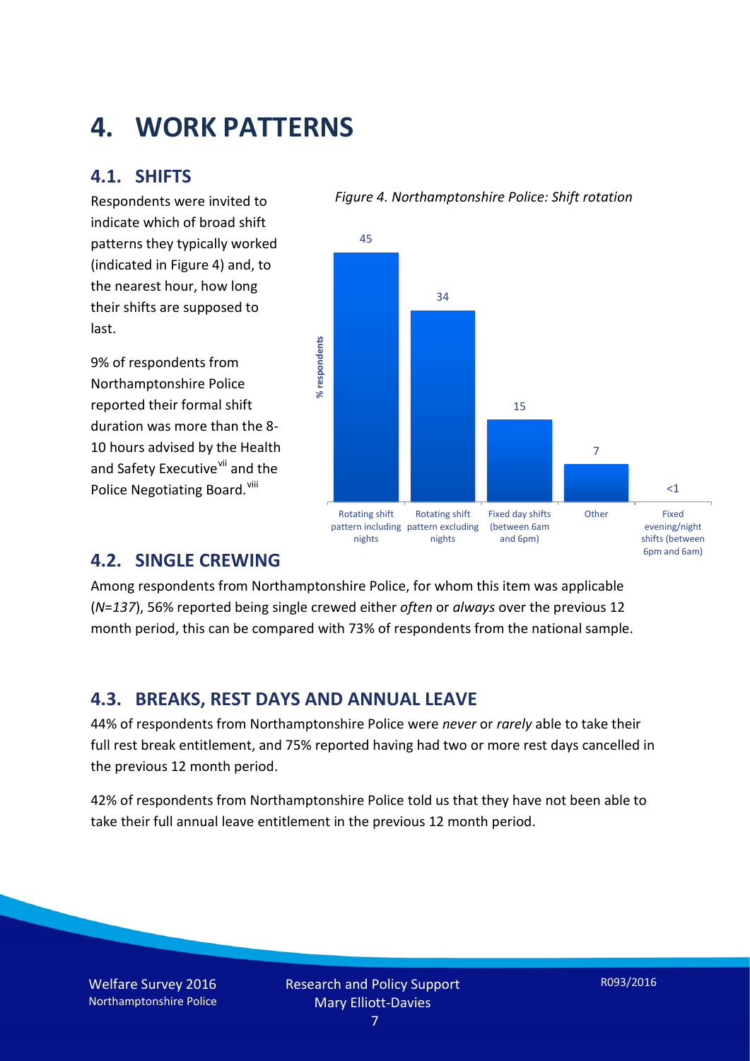# 4. WORK PATTERNS

## 4.1. SHIFTS

Respondents were invited to indicate which of broad shift patterns they typically worked (indicated in Figure 4) and, to the nearest hour, how long their shifts are supposed to last.

9% of respondents from Northamptonshire Police reported their formal shift duration was more than the 8-10 hours advised by the Health and Safety Executive[vii] and the Police Negotiating Board.[viii]

*Figure 4. Northamptonshire Police: Shift rotation*

| Shift pattern | % respondents |
| --- | --- |
| Rotating shift pattern including nights | 45 |
| Rotating shift pattern excluding nights | 34 |
| Fixed day shifts (between 6am and 6pm) | 15 |
| Other | 7 |
| Fixed evening/night shifts (between 6pm and 6am) | <1 |

## 4.2. SINGLE CREWING

Among respondents from Northamptonshire Police, for whom this item was applicable (*N=137*), 56% reported being single crewed either *often* or *always* over the previous 12 month period, this can be compared with 73% of respondents from the national sample.

## 4.3. BREAKS, REST DAYS AND ANNUAL LEAVE

44% of respondents from Northamptonshire Police were *never* or *rarely* able to take their full rest break entitlement, and 75% reported having had two or more rest days cancelled in the previous 12 month period.

42% of respondents from Northamptonshire Police told us that they have not been able to take their full annual leave entitlement in the previous 12 month period.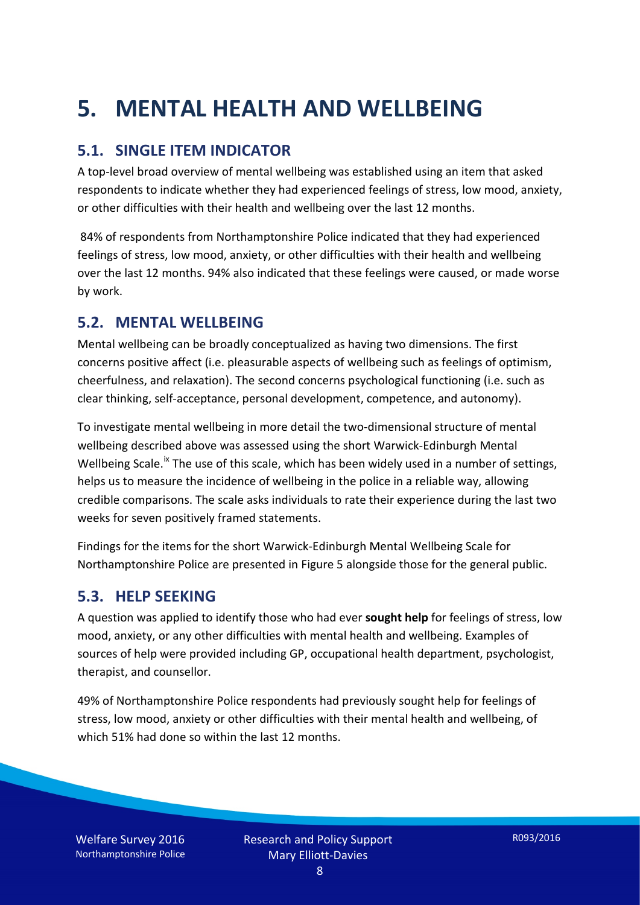# 5. MENTAL HEALTH AND WELLBEING

## 5.1. SINGLE ITEM INDICATOR

A top-level broad overview of mental wellbeing was established using an item that asked respondents to indicate whether they had experienced feelings of stress, low mood, anxiety, or other difficulties with their health and wellbeing over the last 12 months.

84% of respondents from Northamptonshire Police indicated that they had experienced feelings of stress, low mood, anxiety, or other difficulties with their health and wellbeing over the last 12 months. 94% also indicated that these feelings were caused, or made worse by work.

## 5.2. MENTAL WELLBEING

Mental wellbeing can be broadly conceptualized as having two dimensions. The first concerns positive affect (i.e. pleasurable aspects of wellbeing such as feelings of optimism, cheerfulness, and relaxation). The second concerns psychological functioning (i.e. such as clear thinking, self-acceptance, personal development, competence, and autonomy).

To investigate mental wellbeing in more detail the two-dimensional structure of mental wellbeing described above was assessed using the short Warwick-Edinburgh Mental Wellbeing Scale.[ix] The use of this scale, which has been widely used in a number of settings, helps us to measure the incidence of wellbeing in the police in a reliable way, allowing credible comparisons. The scale asks individuals to rate their experience during the last two weeks for seven positively framed statements.

Findings for the items for the short Warwick-Edinburgh Mental Wellbeing Scale for Northamptonshire Police are presented in Figure 5 alongside those for the general public.

## 5.3. HELP SEEKING

A question was applied to identify those who had ever **sought help** for feelings of stress, low mood, anxiety, or any other difficulties with mental health and wellbeing. Examples of sources of help were provided including GP, occupational health department, psychologist, therapist, and counsellor.

49% of Northamptonshire Police respondents had previously sought help for feelings of stress, low mood, anxiety or other difficulties with their mental health and wellbeing, of which 51% had done so within the last 12 months.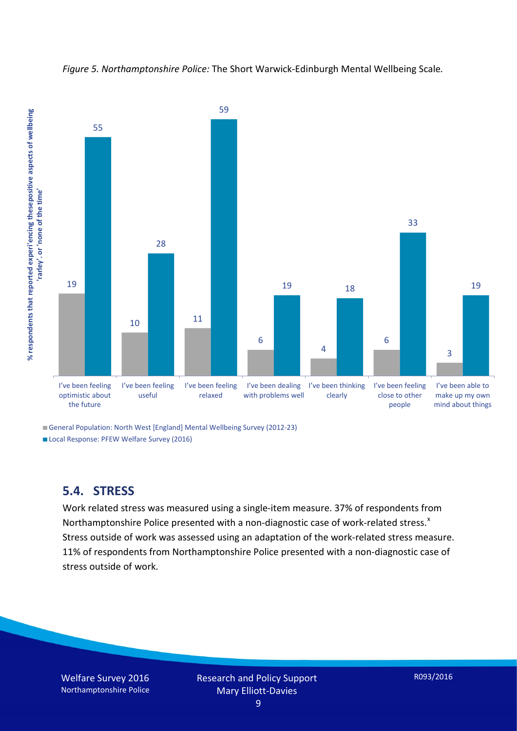*Figure 5. Northamptonshire Police:* The Short Warwick-Edinburgh Mental Wellbeing Scale*.*

| | General Population: North West [England] Mental Wellbeing Survey (2012-23) | Local Response: PFEW Welfare Survey (2016) |
|---|---|---|
| I've been feeling optimistic about the future | 19 | 55 |
| I've been feeling useful | 10 | 28 |
| I've been feeling relaxed | 11 | 59 |
| I've been dealing with problems well | 6 | 19 |
| I've been thinking clearly | 4 | 18 |
| I've been feeling close to other people | 6 | 33 |
| I've been able to make up my own mind about things | 3 | 19 |

Y-axis: % respondents that reported experi'encing thesepositive aspects of wellbeing 'rarley'. or 'none of the time'

## 5.4. STRESS

Work related stress was measured using a single-item measure. 37% of respondents from Northamptonshire Police presented with a non-diagnostic case of work-related stress.[x] Stress outside of work was assessed using an adaptation of the work-related stress measure. 11% of respondents from Northamptonshire Police presented with a non-diagnostic case of stress outside of work.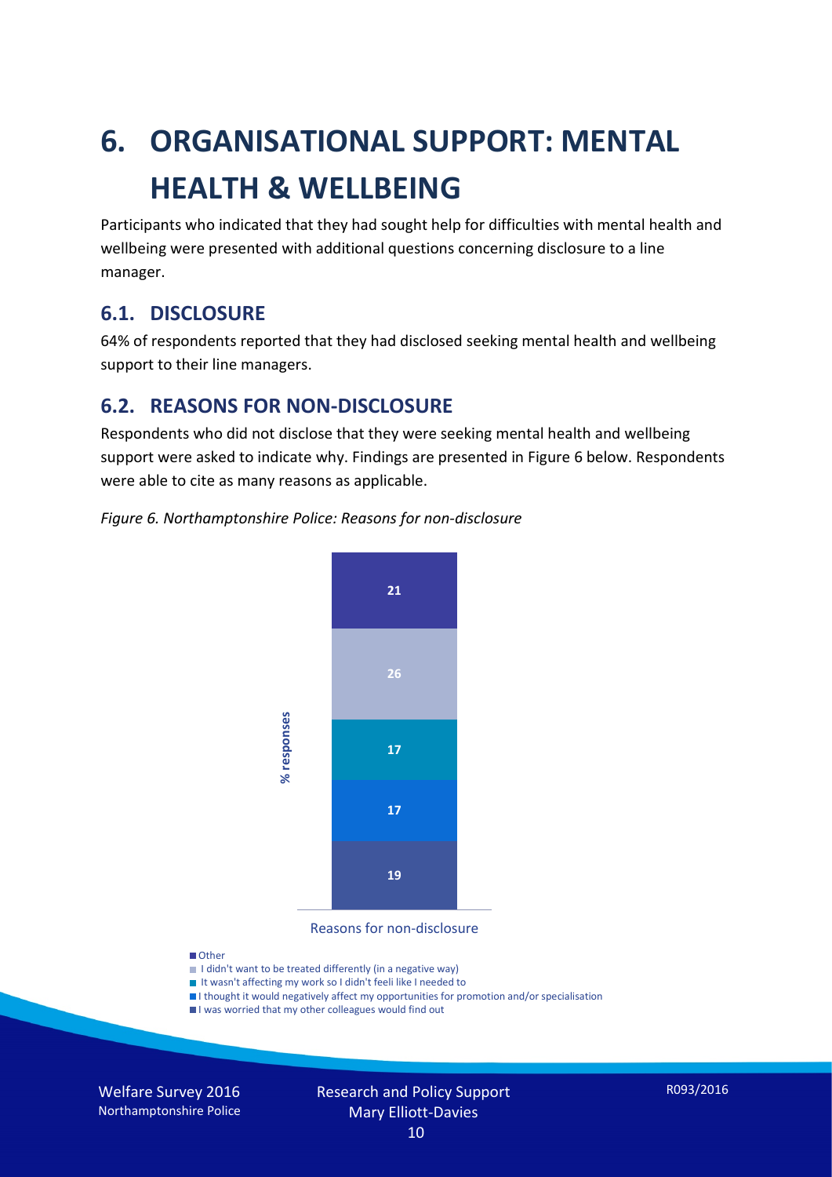# 6. ORGANISATIONAL SUPPORT: MENTAL HEALTH & WELLBEING

Participants who indicated that they had sought help for difficulties with mental health and wellbeing were presented with additional questions concerning disclosure to a line manager.

## 6.1. DISCLOSURE

64% of respondents reported that they had disclosed seeking mental health and wellbeing support to their line managers.

## 6.2. REASONS FOR NON-DISCLOSURE

Respondents who did not disclose that they were seeking mental health and wellbeing support were asked to indicate why. Findings are presented in Figure 6 below. Respondents were able to cite as many reasons as applicable.

*Figure 6. Northamptonshire Police: Reasons for non-disclosure*

| Reasons for non-disclosure | % responses |
|---|---|
| Other | 21 |
| I didn't want to be treated differently (in a negative way) | 26 |
| It wasn't affecting my work so I didn't feeli like I needed to | 17 |
| I thought it would negatively affect my opportunities for promotion and/or specialisation | 17 |
| I was worried that my other colleagues would find out | 19 |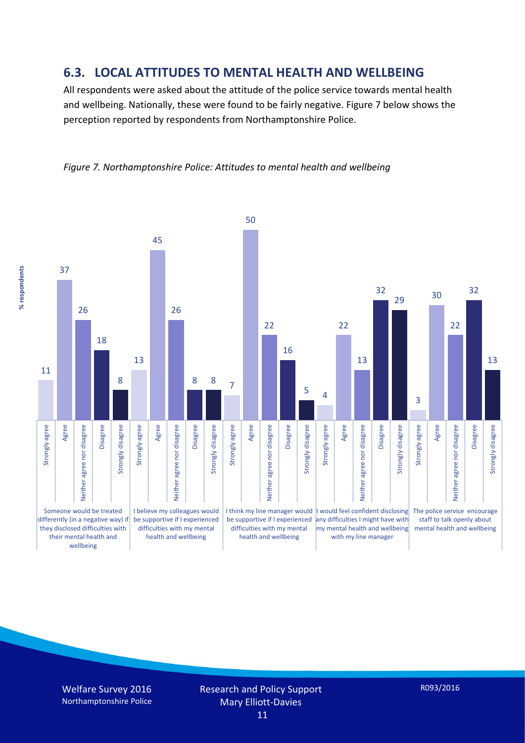## 6.3. LOCAL ATTITUDES TO MENTAL HEALTH AND WELLBEING

All respondents were asked about the attitude of the police service towards mental health and wellbeing. Nationally, these were found to be fairly negative. Figure 7 below shows the perception reported by respondents from Northamptonshire Police.

*Figure 7. Northamptonshire Police: Attitudes to mental health and wellbeing*

| % respondents | Strongly agree | Agree | Neither agree nor disagree | Disagree | Strongly disagree |
|---|---|---|---|---|---|
| Someone would be treated differently (in a negative way) if they disclosed difficulties with their mental health and wellbeing | 11 | 37 | 26 | 18 | 8 |
| I believe my colleagues would be supportive if I experienced difficulties with my mental health and wellbeing | 13 | 45 | 26 | 8 | 8 |
| I think my line manager would be supportive if I experienced difficulties with my mental health and wellbeing | 7 | 50 | 22 | 16 | 5 |
| I would feel confident disclosing any difficulties I might have with my mental health and wellbeing with my line manager | 4 | 22 | 13 | 32 | 29 |
| The police service encourage staff to talk openly about mental health and wellbeing | 3 | 30 | 22 | 32 | 13 |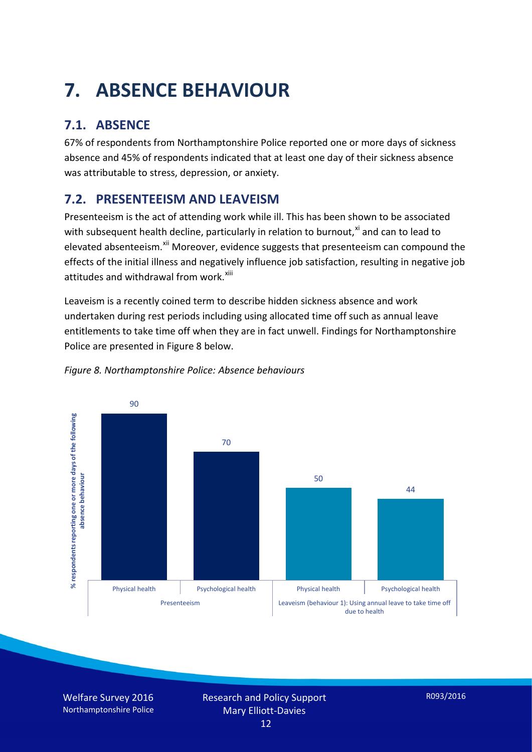# 7. ABSENCE BEHAVIOUR

## 7.1. ABSENCE

67% of respondents from Northamptonshire Police reported one or more days of sickness absence and 45% of respondents indicated that at least one day of their sickness absence was attributable to stress, depression, or anxiety.

## 7.2. PRESENTEEISM AND LEAVEISM

Presenteeism is the act of attending work while ill. This has been shown to be associated with subsequent health decline, particularly in relation to burnout,[xi] and can to lead to elevated absenteeism.[xii] Moreover, evidence suggests that presenteeism can compound the effects of the initial illness and negatively influence job satisfaction, resulting in negative job attitudes and withdrawal from work.[xiii]

Leaveism is a recently coined term to describe hidden sickness absence and work undertaken during rest periods including using allocated time off such as annual leave entitlements to take time off when they are in fact unwell. Findings for Northamptonshire Police are presented in Figure 8 below.

*Figure 8. Northamptonshire Police: Absence behaviours*

| % respondents reporting one or more days of the following absence behaviour | Physical health | Psychological health |
|---|---|---|
| Presenteeism | 90 | 70 |
| Leaveism (behaviour 1): Using annual leave to take time off due to health | 50 | 44 |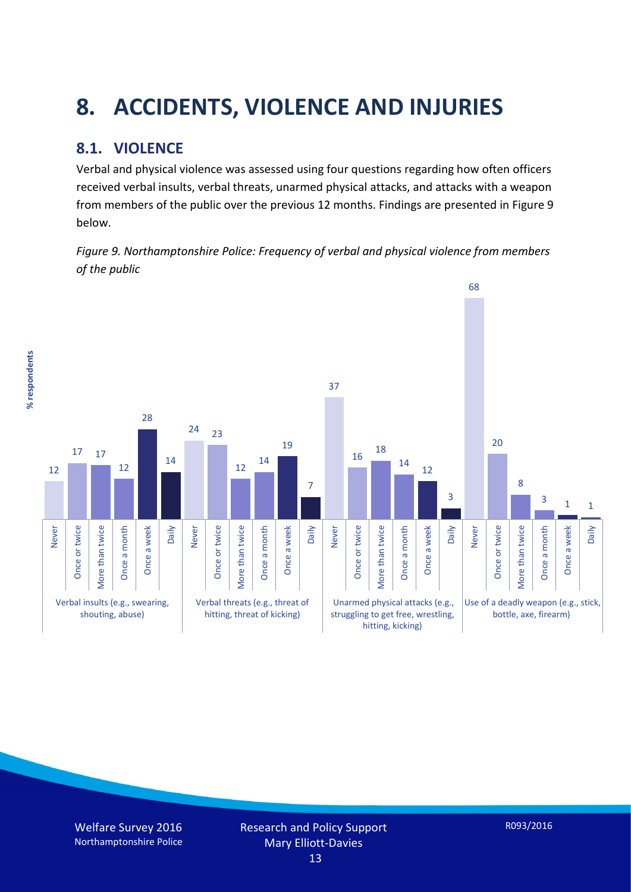# 8. ACCIDENTS, VIOLENCE AND INJURIES

## 8.1. VIOLENCE

Verbal and physical violence was assessed using four questions regarding how often officers received verbal insults, verbal threats, unarmed physical attacks, and attacks with a weapon from members of the public over the previous 12 months. Findings are presented in Figure 9 below.

*Figure 9. Northamptonshire Police: Frequency of verbal and physical violence from members of the public*

| % respondents | Never | Once or twice | More than twice | Once a month | Once a week | Daily |
|---|---|---|---|---|---|---|
| Verbal insults (e.g., swearing, shouting, abuse) | 12 | 17 | 17 | 12 | 28 | 14 |
| Verbal threats (e.g., threat of hitting, threat of kicking) | 24 | 23 | 12 | 14 | 19 | 7 |
| Unarmed physical attacks (e.g., struggling to get free, wrestling, hitting, kicking) | 37 | 16 | 18 | 14 | 12 | 3 |
| Use of a deadly weapon (e.g., stick, bottle, axe, firearm) | 68 | 20 | 8 | 3 | 1 | 1 |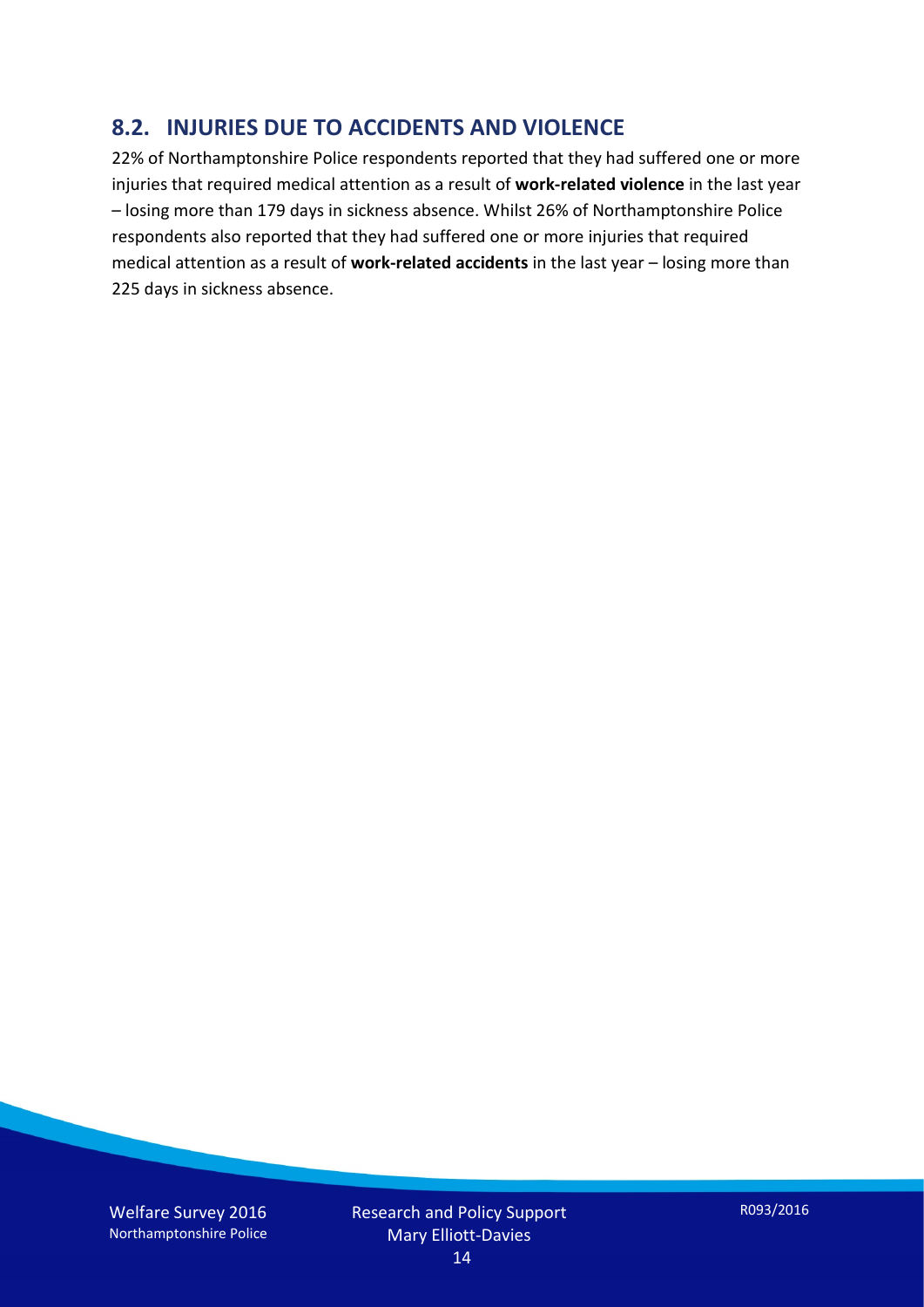## 8.2. INJURIES DUE TO ACCIDENTS AND VIOLENCE

22% of Northamptonshire Police respondents reported that they had suffered one or more injuries that required medical attention as a result of **work-related violence** in the last year – losing more than 179 days in sickness absence. Whilst 26% of Northamptonshire Police respondents also reported that they had suffered one or more injuries that required medical attention as a result of **work-related accidents** in the last year – losing more than 225 days in sickness absence.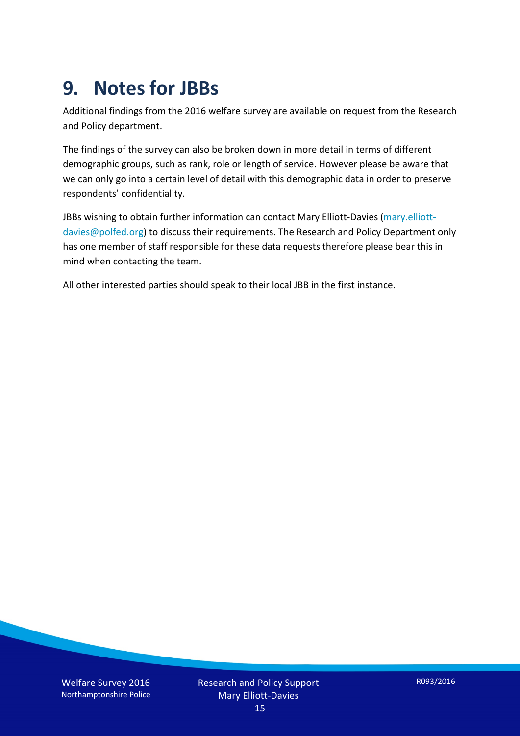# 9. Notes for JBBs

Additional findings from the 2016 welfare survey are available on request from the Research and Policy department.

The findings of the survey can also be broken down in more detail in terms of different demographic groups, such as rank, role or length of service. However please be aware that we can only go into a certain level of detail with this demographic data in order to preserve respondents' confidentiality.

JBBs wishing to obtain further information can contact Mary Elliott-Davies ([mary.elliott-davies@polfed.org](mailto:mary.elliott-davies@polfed.org)) to discuss their requirements. The Research and Policy Department only has one member of staff responsible for these data requests therefore please bear this in mind when contacting the team.

All other interested parties should speak to their local JBB in the first instance.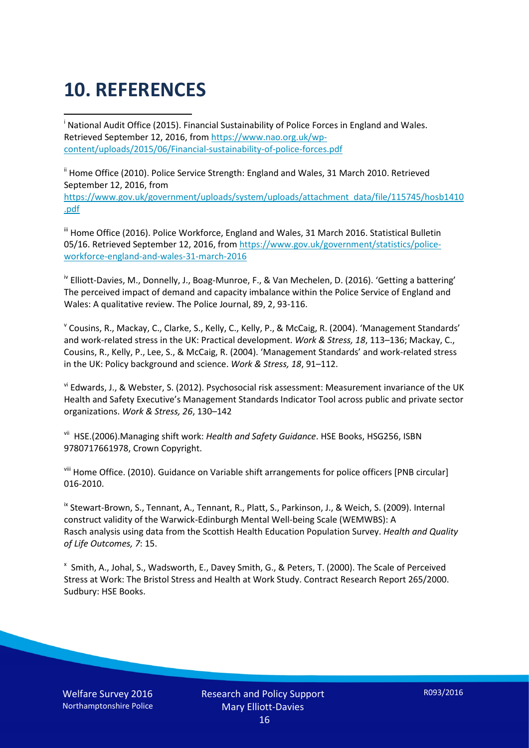# 10. REFERENCES

[i] National Audit Office (2015). Financial Sustainability of Police Forces in England and Wales. Retrieved September 12, 2016, from https://www.nao.org.uk/wp-content/uploads/2015/06/Financial-sustainability-of-police-forces.pdf

[ii] Home Office (2010). Police Service Strength: England and Wales, 31 March 2010. Retrieved September 12, 2016, from https://www.gov.uk/government/uploads/system/uploads/attachment_data/file/115745/hosb1410.pdf

[iii] Home Office (2016). Police Workforce, England and Wales, 31 March 2016. Statistical Bulletin 05/16. Retrieved September 12, 2016, from https://www.gov.uk/government/statistics/police-workforce-england-and-wales-31-march-2016

[iv] Elliott-Davies, M., Donnelly, J., Boag-Munroe, F., & Van Mechelen, D. (2016). 'Getting a battering' The perceived impact of demand and capacity imbalance within the Police Service of England and Wales: A qualitative review. The Police Journal, 89, 2, 93-116.

[v] Cousins, R., Mackay, C., Clarke, S., Kelly, C., Kelly, P., & McCaig, R. (2004). 'Management Standards' and work-related stress in the UK: Practical development. *Work & Stress, 18*, 113–136; Mackay, C., Cousins, R., Kelly, P., Lee, S., & McCaig, R. (2004). 'Management Standards' and work-related stress in the UK: Policy background and science. *Work & Stress, 18*, 91–112.

[vi] Edwards, J., & Webster, S. (2012). Psychosocial risk assessment: Measurement invariance of the UK Health and Safety Executive's Management Standards Indicator Tool across public and private sector organizations. *Work & Stress, 26*, 130–142

[vii] HSE.(2006).Managing shift work: *Health and Safety Guidance*. HSE Books, HSG256, ISBN 9780717661978, Crown Copyright.

[viii] Home Office. (2010). Guidance on Variable shift arrangements for police officers [PNB circular] 016-2010.

[ix] Stewart-Brown, S., Tennant, A., Tennant, R., Platt, S., Parkinson, J., & Weich, S. (2009). Internal construct validity of the Warwick-Edinburgh Mental Well-being Scale (WEMWBS): A Rasch analysis using data from the Scottish Health Education Population Survey. *Health and Quality of Life Outcomes, 7*: 15.

[x] Smith, A., Johal, S., Wadsworth, E., Davey Smith, G., & Peters, T. (2000). The Scale of Perceived Stress at Work: The Bristol Stress and Health at Work Study. Contract Research Report 265/2000. Sudbury: HSE Books.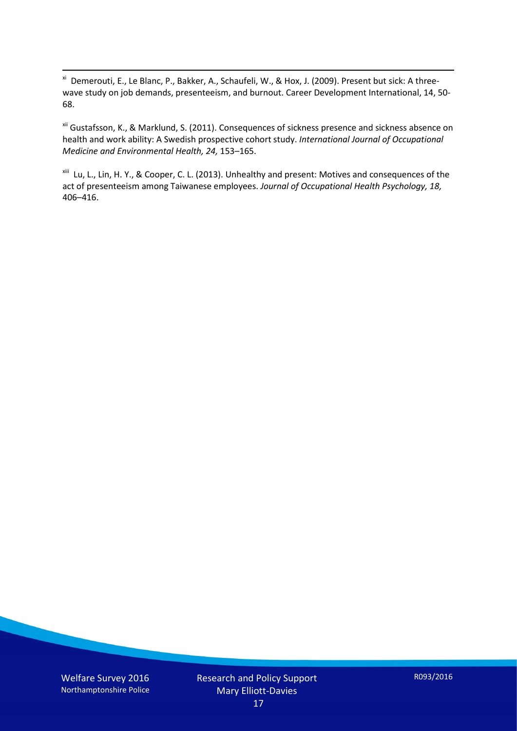[xi] Demerouti, E., Le Blanc, P., Bakker, A., Schaufeli, W., & Hox, J. (2009). Present but sick: A three-wave study on job demands, presenteeism, and burnout. Career Development International, 14, 50-68.

[xii] Gustafsson, K., & Marklund, S. (2011). Consequences of sickness presence and sickness absence on health and work ability: A Swedish prospective cohort study. *International Journal of Occupational Medicine and Environmental Health, 24,* 153–165.

[xiii] Lu, L., Lin, H. Y., & Cooper, C. L. (2013). Unhealthy and present: Motives and consequences of the act of presenteeism among Taiwanese employees. *Journal of Occupational Health Psychology, 18,* 406–416.